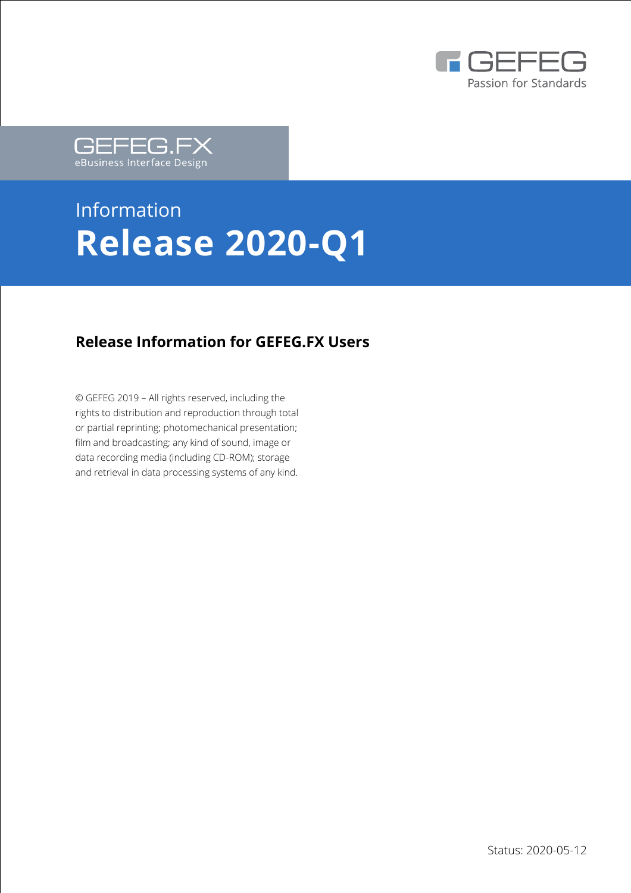GEFEG
Passion for Standards

GEFEG.FX
eBusiness Interface Design

Information

# Release 2020-Q1

## Release Information for GEFEG.FX Users

© GEFEG 2019 – All rights reserved, including the rights to distribution and reproduction through total or partial reprinting; photomechanical presentation; film and broadcasting; any kind of sound, image or data recording media (including CD-ROM); storage and retrieval in data processing systems of any kind.

Status: 2020-05-12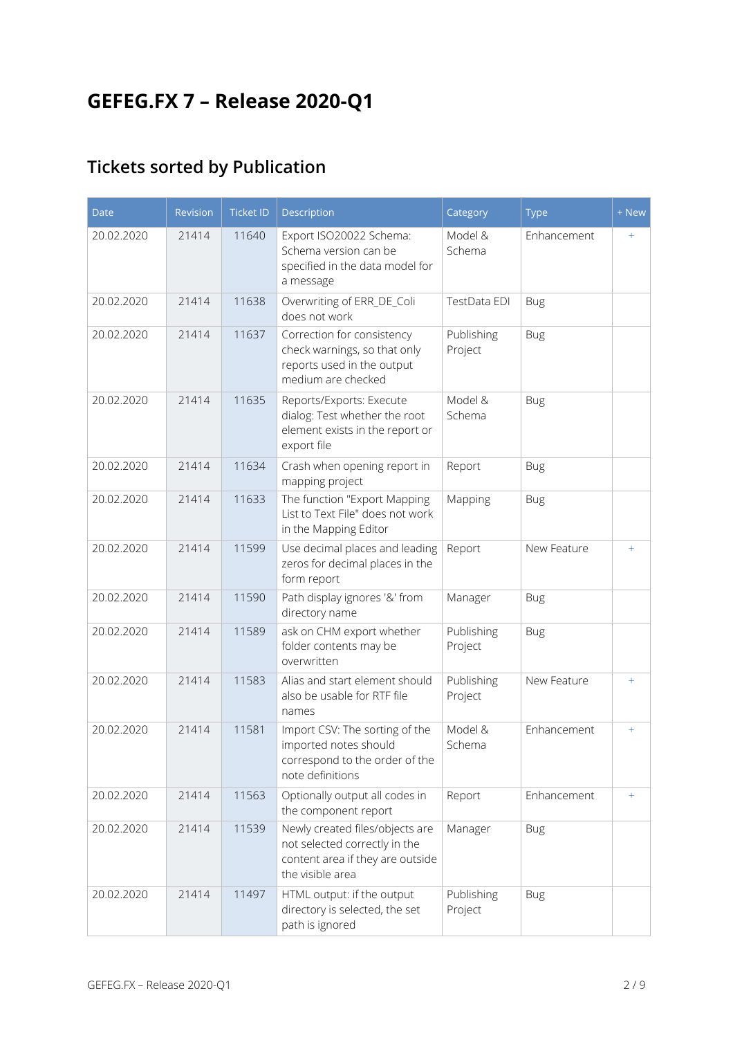# GEFEG.FX 7 – Release 2020-Q1

## Tickets sorted by Publication

| Date | Revision | Ticket ID | Description | Category | Type | + New |
|---|---|---|---|---|---|---|
| 20.02.2020 | 21414 | 11640 | Export ISO20022 Schema: Schema version can be specified in the data model for a message | Model & Schema | Enhancement | + |
| 20.02.2020 | 21414 | 11638 | Overwriting of ERR_DE_Coli does not work | TestData EDI | Bug | |
| 20.02.2020 | 21414 | 11637 | Correction for consistency check warnings, so that only reports used in the output medium are checked | Publishing Project | Bug | |
| 20.02.2020 | 21414 | 11635 | Reports/Exports: Execute dialog: Test whether the root element exists in the report or export file | Model & Schema | Bug | |
| 20.02.2020 | 21414 | 11634 | Crash when opening report in mapping project | Report | Bug | |
| 20.02.2020 | 21414 | 11633 | The function "Export Mapping List to Text File" does not work in the Mapping Editor | Mapping | Bug | |
| 20.02.2020 | 21414 | 11599 | Use decimal places and leading zeros for decimal places in the form report | Report | New Feature | + |
| 20.02.2020 | 21414 | 11590 | Path display ignores '&' from directory name | Manager | Bug | |
| 20.02.2020 | 21414 | 11589 | ask on CHM export whether folder contents may be overwritten | Publishing Project | Bug | |
| 20.02.2020 | 21414 | 11583 | Alias and start element should also be usable for RTF file names | Publishing Project | New Feature | + |
| 20.02.2020 | 21414 | 11581 | Import CSV: The sorting of the imported notes should correspond to the order of the note definitions | Model & Schema | Enhancement | + |
| 20.02.2020 | 21414 | 11563 | Optionally output all codes in the component report | Report | Enhancement | + |
| 20.02.2020 | 21414 | 11539 | Newly created files/objects are not selected correctly in the content area if they are outside the visible area | Manager | Bug | |
| 20.02.2020 | 21414 | 11497 | HTML output: if the output directory is selected, the set path is ignored | Publishing Project | Bug | |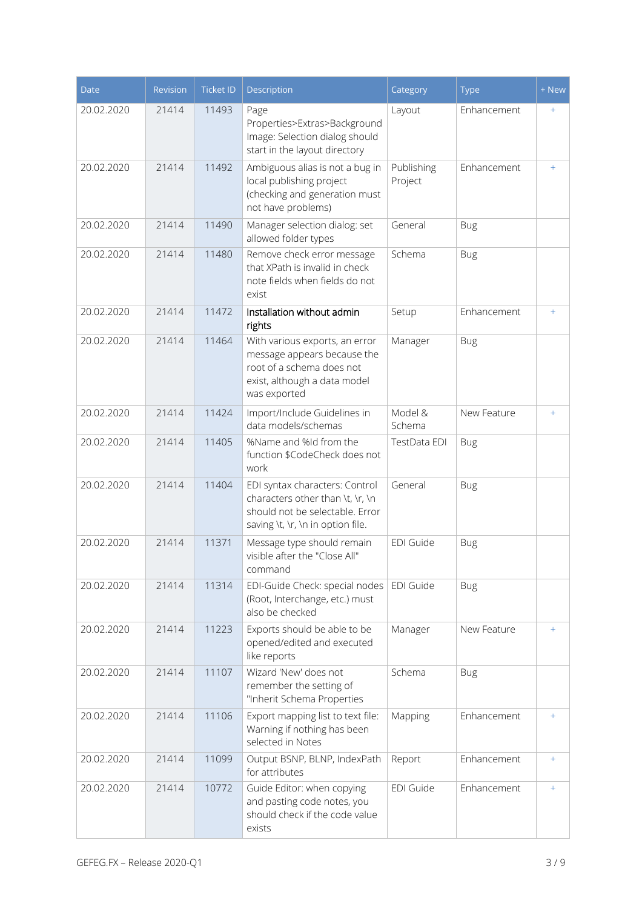| Date | Revision | Ticket ID | Description | Category | Type | + New |
|---|---|---|---|---|---|---|
| 20.02.2020 | 21414 | 11493 | Page Properties>Extras>Background Image: Selection dialog should start in the layout directory | Layout | Enhancement | + |
| 20.02.2020 | 21414 | 11492 | Ambiguous alias is not a bug in local publishing project (checking and generation must not have problems) | Publishing Project | Enhancement | + |
| 20.02.2020 | 21414 | 11490 | Manager selection dialog: set allowed folder types | General | Bug | |
| 20.02.2020 | 21414 | 11480 | Remove check error message that XPath is invalid in check note fields when fields do not exist | Schema | Bug | |
| 20.02.2020 | 21414 | 11472 | Installation without admin rights | Setup | Enhancement | + |
| 20.02.2020 | 21414 | 11464 | With various exports, an error message appears because the root of a schema does not exist, although a data model was exported | Manager | Bug | |
| 20.02.2020 | 21414 | 11424 | Import/Include Guidelines in data models/schemas | Model & Schema | New Feature | + |
| 20.02.2020 | 21414 | 11405 | %Name and %Id from the function $CodeCheck does not work | TestData EDI | Bug | |
| 20.02.2020 | 21414 | 11404 | EDI syntax characters: Control characters other than \t, \r, \n should not be selectable. Error saving \t, \r, \n in option file. | General | Bug | |
| 20.02.2020 | 21414 | 11371 | Message type should remain visible after the "Close All" command | EDI Guide | Bug | |
| 20.02.2020 | 21414 | 11314 | EDI-Guide Check: special nodes (Root, Interchange, etc.) must also be checked | EDI Guide | Bug | |
| 20.02.2020 | 21414 | 11223 | Exports should be able to be opened/edited and executed like reports | Manager | New Feature | + |
| 20.02.2020 | 21414 | 11107 | Wizard 'New' does not remember the setting of "Inherit Schema Properties | Schema | Bug | |
| 20.02.2020 | 21414 | 11106 | Export mapping list to text file: Warning if nothing has been selected in Notes | Mapping | Enhancement | + |
| 20.02.2020 | 21414 | 11099 | Output BSNP, BLNP, IndexPath for attributes | Report | Enhancement | + |
| 20.02.2020 | 21414 | 10772 | Guide Editor: when copying and pasting code notes, you should check if the code value exists | EDI Guide | Enhancement | + |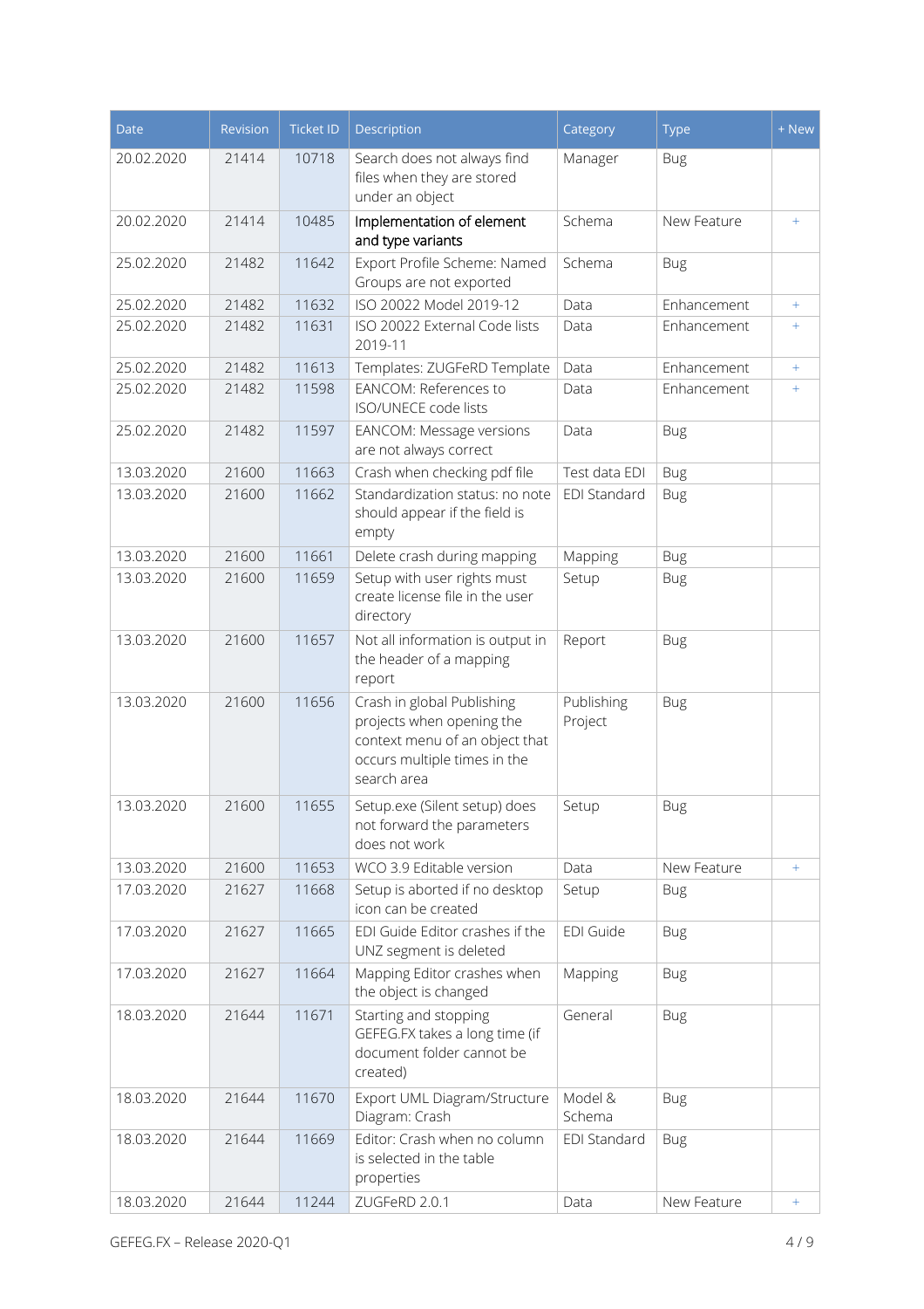| Date | Revision | Ticket ID | Description | Category | Type | + New |
|---|---|---|---|---|---|---|
| 20.02.2020 | 21414 | 10718 | Search does not always find files when they are stored under an object | Manager | Bug | |
| 20.02.2020 | 21414 | 10485 | Implementation of element and type variants | Schema | New Feature | + |
| 25.02.2020 | 21482 | 11642 | Export Profile Scheme: Named Groups are not exported | Schema | Bug | |
| 25.02.2020 | 21482 | 11632 | ISO 20022 Model 2019-12 | Data | Enhancement | + |
| 25.02.2020 | 21482 | 11631 | ISO 20022 External Code lists 2019-11 | Data | Enhancement | + |
| 25.02.2020 | 21482 | 11613 | Templates: ZUGFeRD Template | Data | Enhancement | + |
| 25.02.2020 | 21482 | 11598 | EANCOM: References to ISO/UNECE code lists | Data | Enhancement | + |
| 25.02.2020 | 21482 | 11597 | EANCOM: Message versions are not always correct | Data | Bug | |
| 13.03.2020 | 21600 | 11663 | Crash when checking pdf file | Test data EDI | Bug | |
| 13.03.2020 | 21600 | 11662 | Standardization status: no note should appear if the field is empty | EDI Standard | Bug | |
| 13.03.2020 | 21600 | 11661 | Delete crash during mapping | Mapping | Bug | |
| 13.03.2020 | 21600 | 11659 | Setup with user rights must create license file in the user directory | Setup | Bug | |
| 13.03.2020 | 21600 | 11657 | Not all information is output in the header of a mapping report | Report | Bug | |
| 13.03.2020 | 21600 | 11656 | Crash in global Publishing projects when opening the context menu of an object that occurs multiple times in the search area | Publishing Project | Bug | |
| 13.03.2020 | 21600 | 11655 | Setup.exe (Silent setup) does not forward the parameters does not work | Setup | Bug | |
| 13.03.2020 | 21600 | 11653 | WCO 3.9 Editable version | Data | New Feature | + |
| 17.03.2020 | 21627 | 11668 | Setup is aborted if no desktop icon can be created | Setup | Bug | |
| 17.03.2020 | 21627 | 11665 | EDI Guide Editor crashes if the UNZ segment is deleted | EDI Guide | Bug | |
| 17.03.2020 | 21627 | 11664 | Mapping Editor crashes when the object is changed | Mapping | Bug | |
| 18.03.2020 | 21644 | 11671 | Starting and stopping GEFEG.FX takes a long time (if document folder cannot be created) | General | Bug | |
| 18.03.2020 | 21644 | 11670 | Export UML Diagram/Structure Diagram: Crash | Model & Schema | Bug | |
| 18.03.2020 | 21644 | 11669 | Editor: Crash when no column is selected in the table properties | EDI Standard | Bug | |
| 18.03.2020 | 21644 | 11244 | ZUGFeRD 2.0.1 | Data | New Feature | + |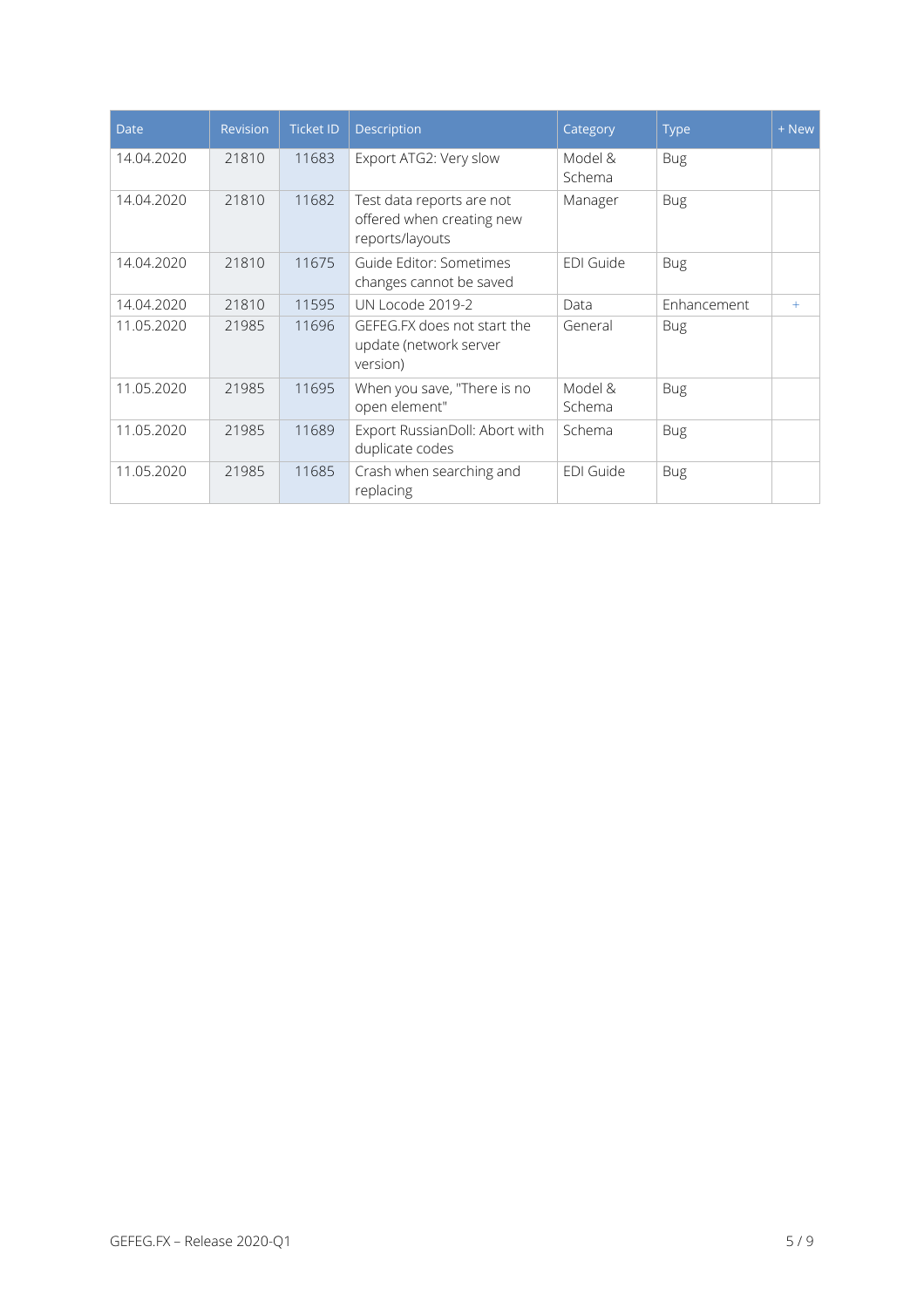| Date | Revision | Ticket ID | Description | Category | Type | + New |
|---|---|---|---|---|---|---|
| 14.04.2020 | 21810 | 11683 | Export ATG2: Very slow | Model & Schema | Bug | |
| 14.04.2020 | 21810 | 11682 | Test data reports are not offered when creating new reports/layouts | Manager | Bug | |
| 14.04.2020 | 21810 | 11675 | Guide Editor: Sometimes changes cannot be saved | EDI Guide | Bug | |
| 14.04.2020 | 21810 | 11595 | UN Locode 2019-2 | Data | Enhancement | + |
| 11.05.2020 | 21985 | 11696 | GEFEG.FX does not start the update (network server version) | General | Bug | |
| 11.05.2020 | 21985 | 11695 | When you save, "There is no open element" | Model & Schema | Bug | |
| 11.05.2020 | 21985 | 11689 | Export RussianDoll: Abort with duplicate codes | Schema | Bug | |
| 11.05.2020 | 21985 | 11685 | Crash when searching and replacing | EDI Guide | Bug | |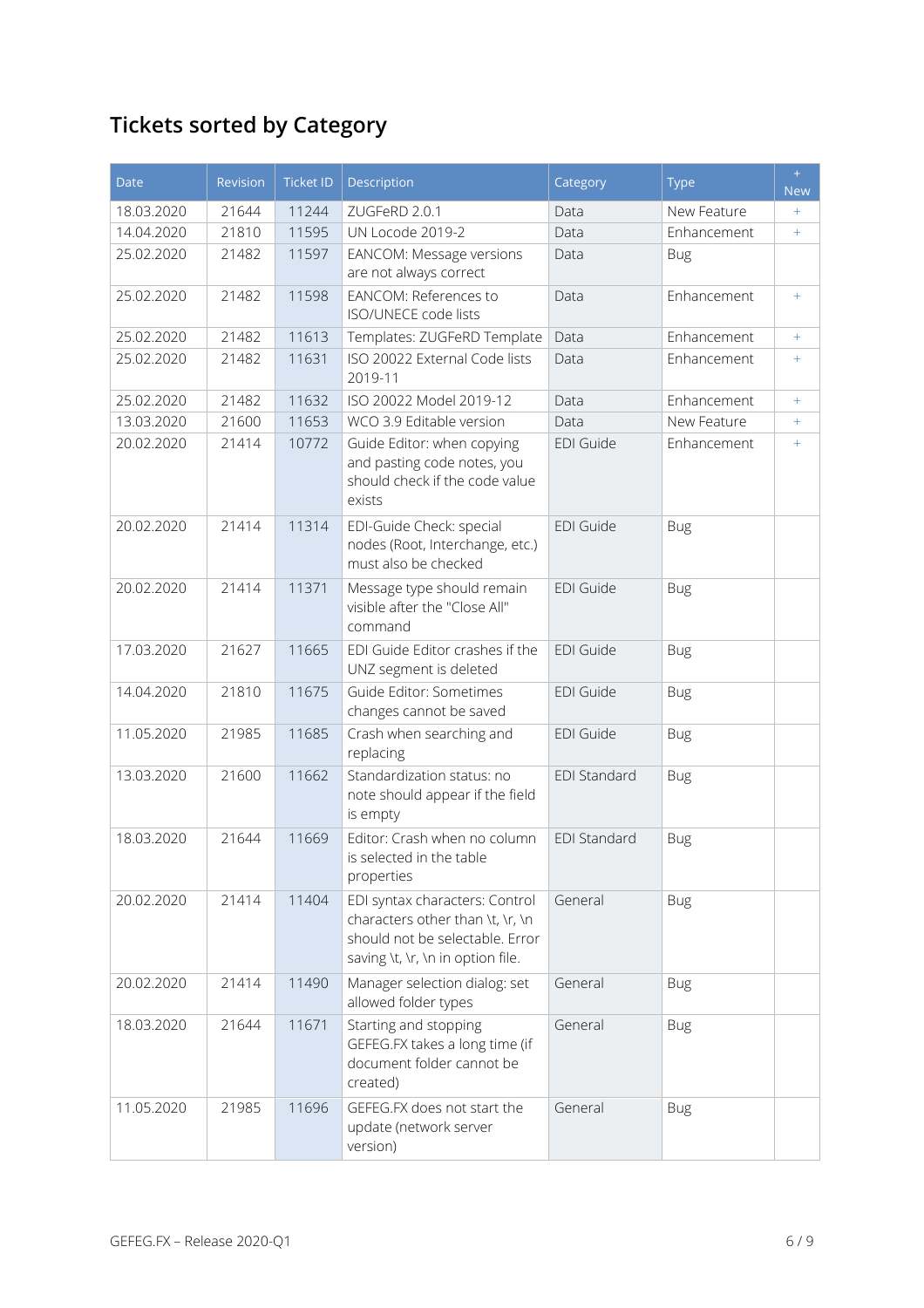## Tickets sorted by Category

| Date | Revision | Ticket ID | Description | Category | Type | + New |
|---|---|---|---|---|---|---|
| 18.03.2020 | 21644 | 11244 | ZUGFeRD 2.0.1 | Data | New Feature | + |
| 14.04.2020 | 21810 | 11595 | UN Locode 2019-2 | Data | Enhancement | + |
| 25.02.2020 | 21482 | 11597 | EANCOM: Message versions are not always correct | Data | Bug | |
| 25.02.2020 | 21482 | 11598 | EANCOM: References to ISO/UNECE code lists | Data | Enhancement | + |
| 25.02.2020 | 21482 | 11613 | Templates: ZUGFeRD Template | Data | Enhancement | + |
| 25.02.2020 | 21482 | 11631 | ISO 20022 External Code lists 2019-11 | Data | Enhancement | + |
| 25.02.2020 | 21482 | 11632 | ISO 20022 Model 2019-12 | Data | Enhancement | + |
| 13.03.2020 | 21600 | 11653 | WCO 3.9 Editable version | Data | New Feature | + |
| 20.02.2020 | 21414 | 10772 | Guide Editor: when copying and pasting code notes, you should check if the code value exists | EDI Guide | Enhancement | + |
| 20.02.2020 | 21414 | 11314 | EDI-Guide Check: special nodes (Root, Interchange, etc.) must also be checked | EDI Guide | Bug | |
| 20.02.2020 | 21414 | 11371 | Message type should remain visible after the "Close All" command | EDI Guide | Bug | |
| 17.03.2020 | 21627 | 11665 | EDI Guide Editor crashes if the UNZ segment is deleted | EDI Guide | Bug | |
| 14.04.2020 | 21810 | 11675 | Guide Editor: Sometimes changes cannot be saved | EDI Guide | Bug | |
| 11.05.2020 | 21985 | 11685 | Crash when searching and replacing | EDI Guide | Bug | |
| 13.03.2020 | 21600 | 11662 | Standardization status: no note should appear if the field is empty | EDI Standard | Bug | |
| 18.03.2020 | 21644 | 11669 | Editor: Crash when no column is selected in the table properties | EDI Standard | Bug | |
| 20.02.2020 | 21414 | 11404 | EDI syntax characters: Control characters other than \t, \r, \n should not be selectable. Error saving \t, \r, \n in option file. | General | Bug | |
| 20.02.2020 | 21414 | 11490 | Manager selection dialog: set allowed folder types | General | Bug | |
| 18.03.2020 | 21644 | 11671 | Starting and stopping GEFEG.FX takes a long time (if document folder cannot be created) | General | Bug | |
| 11.05.2020 | 21985 | 11696 | GEFEG.FX does not start the update (network server version) | General | Bug | |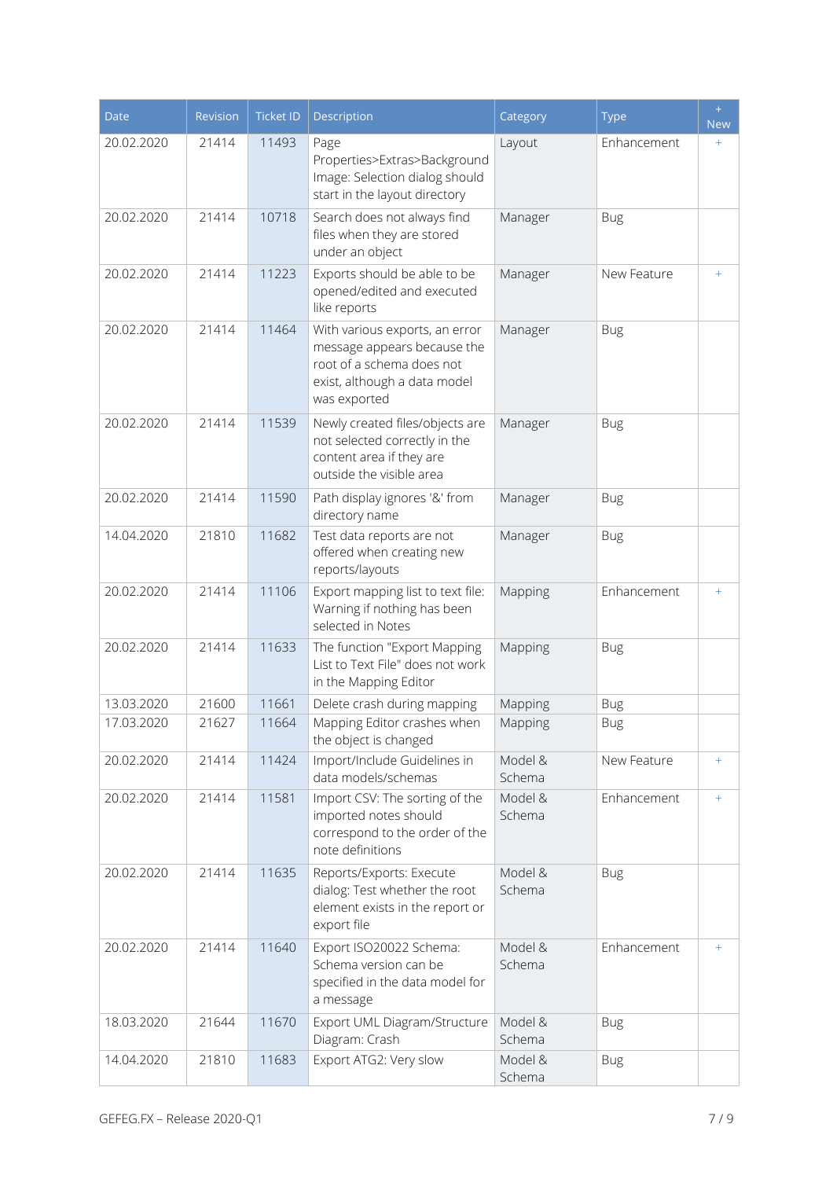| Date | Revision | Ticket ID | Description | Category | Type | + New |
|---|---|---|---|---|---|---|
| 20.02.2020 | 21414 | 11493 | Page Properties>Extras>Background Image: Selection dialog should start in the layout directory | Layout | Enhancement | + |
| 20.02.2020 | 21414 | 10718 | Search does not always find files when they are stored under an object | Manager | Bug | |
| 20.02.2020 | 21414 | 11223 | Exports should be able to be opened/edited and executed like reports | Manager | New Feature | + |
| 20.02.2020 | 21414 | 11464 | With various exports, an error message appears because the root of a schema does not exist, although a data model was exported | Manager | Bug | |
| 20.02.2020 | 21414 | 11539 | Newly created files/objects are not selected correctly in the content area if they are outside the visible area | Manager | Bug | |
| 20.02.2020 | 21414 | 11590 | Path display ignores '&' from directory name | Manager | Bug | |
| 14.04.2020 | 21810 | 11682 | Test data reports are not offered when creating new reports/layouts | Manager | Bug | |
| 20.02.2020 | 21414 | 11106 | Export mapping list to text file: Warning if nothing has been selected in Notes | Mapping | Enhancement | + |
| 20.02.2020 | 21414 | 11633 | The function "Export Mapping List to Text File" does not work in the Mapping Editor | Mapping | Bug | |
| 13.03.2020 | 21600 | 11661 | Delete crash during mapping | Mapping | Bug | |
| 17.03.2020 | 21627 | 11664 | Mapping Editor crashes when the object is changed | Mapping | Bug | |
| 20.02.2020 | 21414 | 11424 | Import/Include Guidelines in data models/schemas | Model & Schema | New Feature | + |
| 20.02.2020 | 21414 | 11581 | Import CSV: The sorting of the imported notes should correspond to the order of the note definitions | Model & Schema | Enhancement | + |
| 20.02.2020 | 21414 | 11635 | Reports/Exports: Execute dialog: Test whether the root element exists in the report or export file | Model & Schema | Bug | |
| 20.02.2020 | 21414 | 11640 | Export ISO20022 Schema: Schema version can be specified in the data model for a message | Model & Schema | Enhancement | + |
| 18.03.2020 | 21644 | 11670 | Export UML Diagram/Structure Diagram: Crash | Model & Schema | Bug | |
| 14.04.2020 | 21810 | 11683 | Export ATG2: Very slow | Model & Schema | Bug | |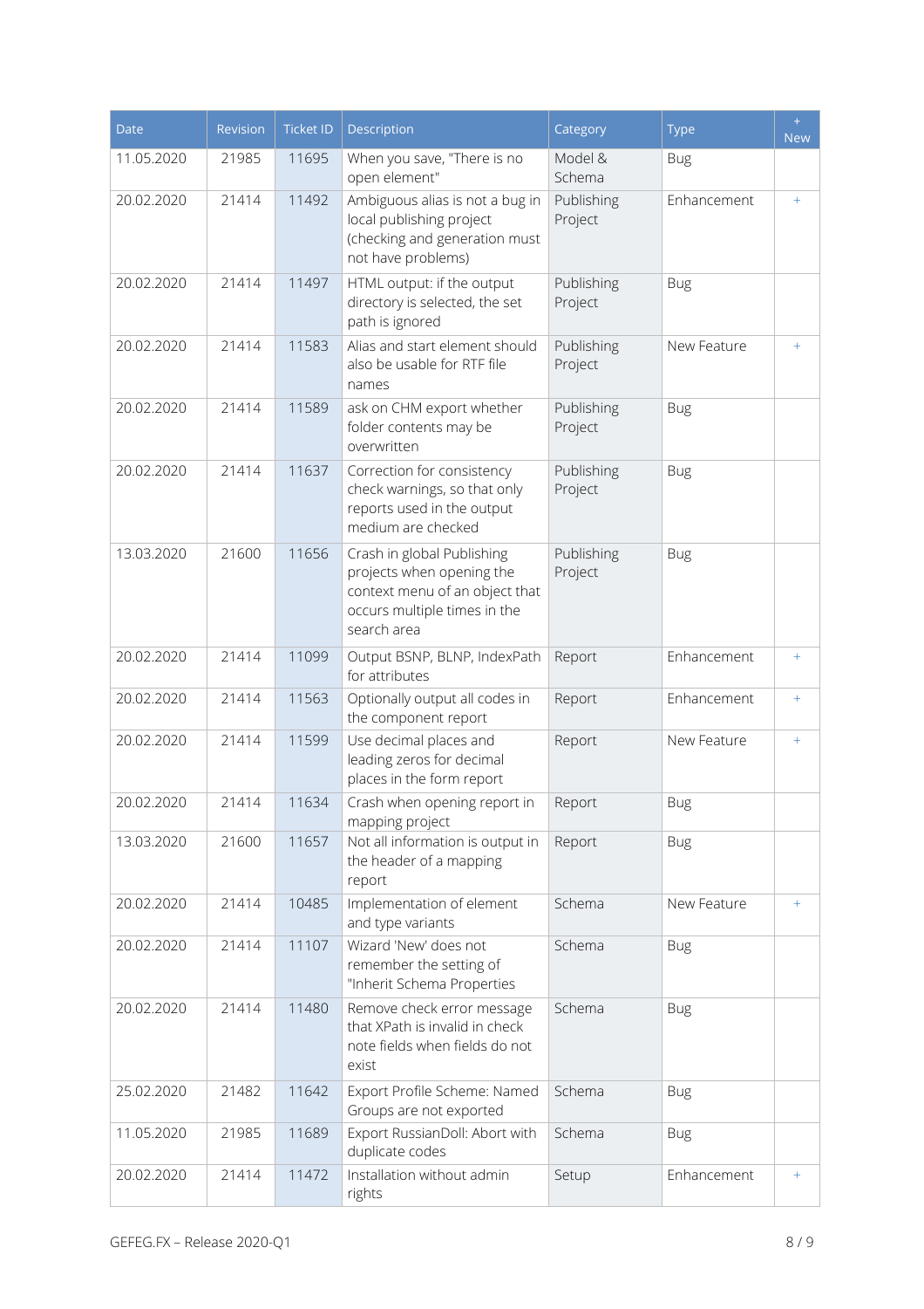| Date | Revision | Ticket ID | Description | Category | Type | + New |
|---|---|---|---|---|---|---|
| 11.05.2020 | 21985 | 11695 | When you save, "There is no open element" | Model & Schema | Bug | |
| 20.02.2020 | 21414 | 11492 | Ambiguous alias is not a bug in local publishing project (checking and generation must not have problems) | Publishing Project | Enhancement | + |
| 20.02.2020 | 21414 | 11497 | HTML output: if the output directory is selected, the set path is ignored | Publishing Project | Bug | |
| 20.02.2020 | 21414 | 11583 | Alias and start element should also be usable for RTF file names | Publishing Project | New Feature | + |
| 20.02.2020 | 21414 | 11589 | ask on CHM export whether folder contents may be overwritten | Publishing Project | Bug | |
| 20.02.2020 | 21414 | 11637 | Correction for consistency check warnings, so that only reports used in the output medium are checked | Publishing Project | Bug | |
| 13.03.2020 | 21600 | 11656 | Crash in global Publishing projects when opening the context menu of an object that occurs multiple times in the search area | Publishing Project | Bug | |
| 20.02.2020 | 21414 | 11099 | Output BSNP, BLNP, IndexPath for attributes | Report | Enhancement | + |
| 20.02.2020 | 21414 | 11563 | Optionally output all codes in the component report | Report | Enhancement | + |
| 20.02.2020 | 21414 | 11599 | Use decimal places and leading zeros for decimal places in the form report | Report | New Feature | + |
| 20.02.2020 | 21414 | 11634 | Crash when opening report in mapping project | Report | Bug | |
| 13.03.2020 | 21600 | 11657 | Not all information is output in the header of a mapping report | Report | Bug | |
| 20.02.2020 | 21414 | 10485 | Implementation of element and type variants | Schema | New Feature | + |
| 20.02.2020 | 21414 | 11107 | Wizard 'New' does not remember the setting of "Inherit Schema Properties | Schema | Bug | |
| 20.02.2020 | 21414 | 11480 | Remove check error message that XPath is invalid in check note fields when fields do not exist | Schema | Bug | |
| 25.02.2020 | 21482 | 11642 | Export Profile Scheme: Named Groups are not exported | Schema | Bug | |
| 11.05.2020 | 21985 | 11689 | Export RussianDoll: Abort with duplicate codes | Schema | Bug | |
| 20.02.2020 | 21414 | 11472 | Installation without admin rights | Setup | Enhancement | + |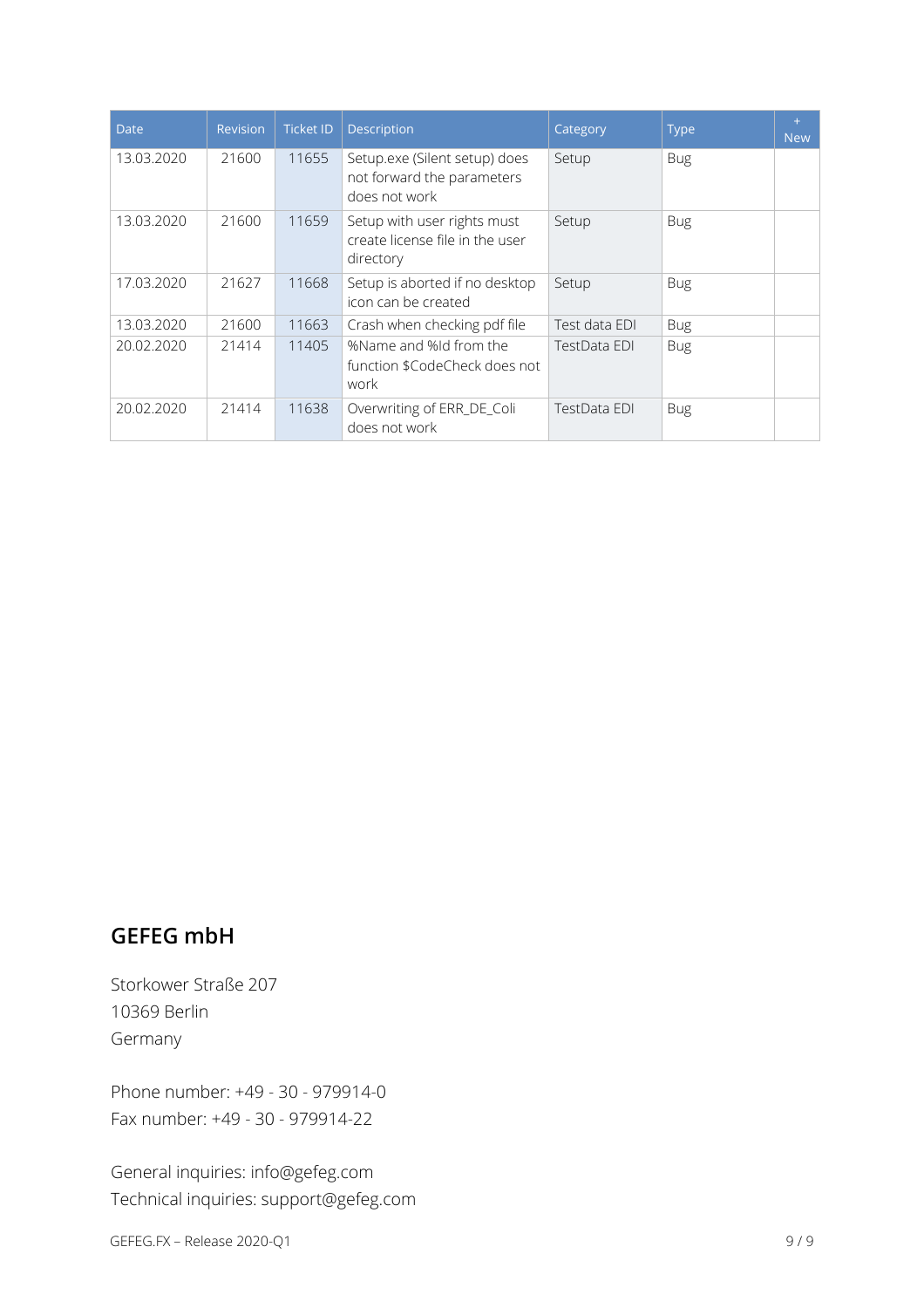| Date | Revision | Ticket ID | Description | Category | Type | + New |
|---|---|---|---|---|---|---|
| 13.03.2020 | 21600 | 11655 | Setup.exe (Silent setup) does not forward the parameters does not work | Setup | Bug | |
| 13.03.2020 | 21600 | 11659 | Setup with user rights must create license file in the user directory | Setup | Bug | |
| 17.03.2020 | 21627 | 11668 | Setup is aborted if no desktop icon can be created | Setup | Bug | |
| 13.03.2020 | 21600 | 11663 | Crash when checking pdf file | Test data EDI | Bug | |
| 20.02.2020 | 21414 | 11405 | %Name and %Id from the function $CodeCheck does not work | TestData EDI | Bug | |
| 20.02.2020 | 21414 | 11638 | Overwriting of ERR_DE_Coli does not work | TestData EDI | Bug | |

## GEFEG mbH

Storkower Straße 207
10369 Berlin
Germany

Phone number: +49 - 30 - 979914-0
Fax number: +49 - 30 - 979914-22

General inquiries: info@gefeg.com
Technical inquiries: support@gefeg.com